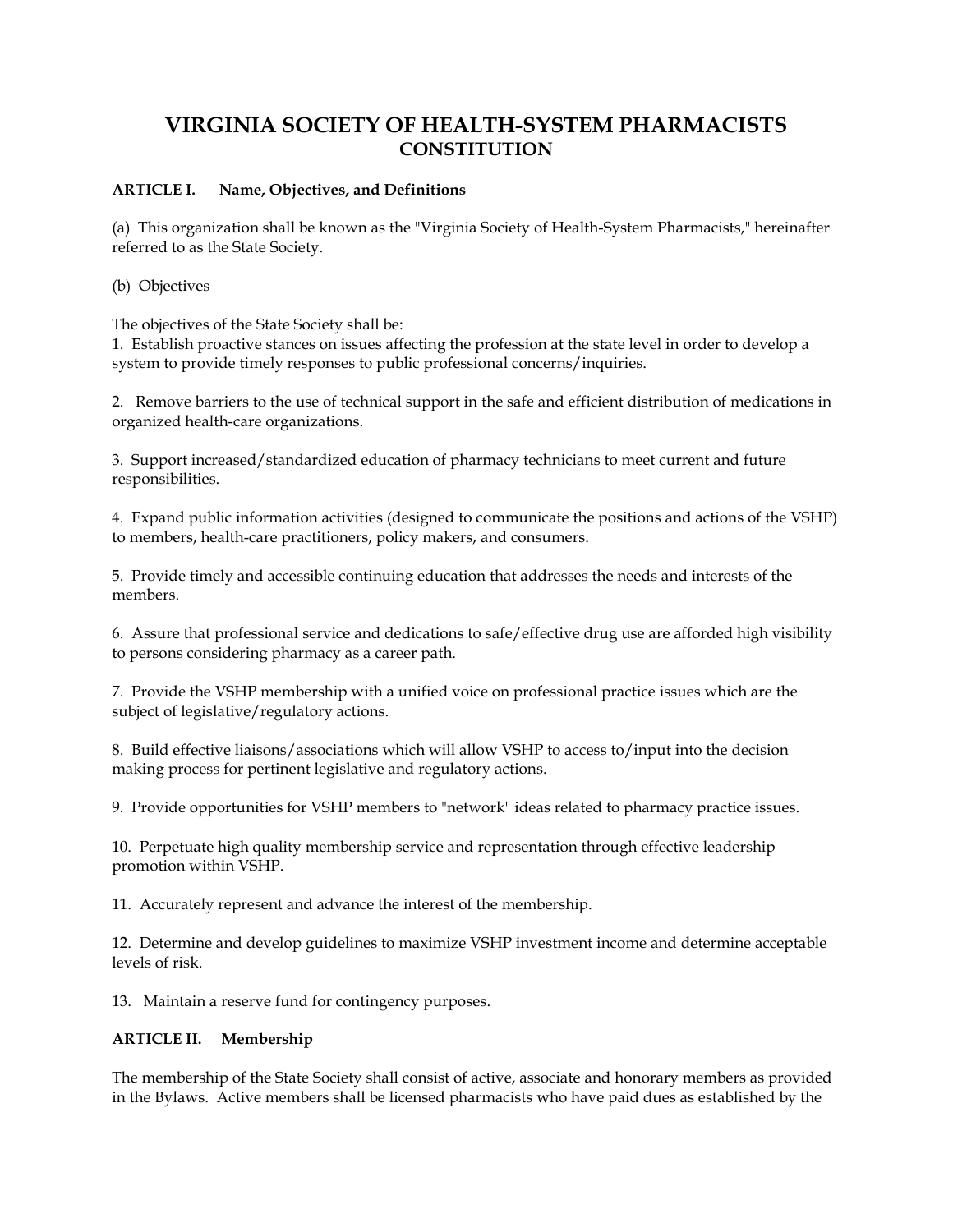# VIRGINIA SOCIETY OF HEALTH-SYSTEM PHARMACISTS
## CONSTITUTION

**ARTICLE I. Name, Objectives, and Definitions**

(a) This organization shall be known as the "Virginia Society of Health-System Pharmacists," hereinafter referred to as the State Society.

(b) Objectives

The objectives of the State Society shall be:

1. Establish proactive stances on issues affecting the profession at the state level in order to develop a system to provide timely responses to public professional concerns/inquiries.

2. Remove barriers to the use of technical support in the safe and efficient distribution of medications in organized health-care organizations.

3. Support increased/standardized education of pharmacy technicians to meet current and future responsibilities.

4. Expand public information activities (designed to communicate the positions and actions of the VSHP) to members, health-care practitioners, policy makers, and consumers.

5. Provide timely and accessible continuing education that addresses the needs and interests of the members.

6. Assure that professional service and dedications to safe/effective drug use are afforded high visibility to persons considering pharmacy as a career path.

7. Provide the VSHP membership with a unified voice on professional practice issues which are the subject of legislative/regulatory actions.

8. Build effective liaisons/associations which will allow VSHP to access to/input into the decision making process for pertinent legislative and regulatory actions.

9. Provide opportunities for VSHP members to "network" ideas related to pharmacy practice issues.

10. Perpetuate high quality membership service and representation through effective leadership promotion within VSHP.

11. Accurately represent and advance the interest of the membership.

12. Determine and develop guidelines to maximize VSHP investment income and determine acceptable levels of risk.

13. Maintain a reserve fund for contingency purposes.

**ARTICLE II. Membership**

The membership of the State Society shall consist of active, associate and honorary members as provided in the Bylaws. Active members shall be licensed pharmacists who have paid dues as established by the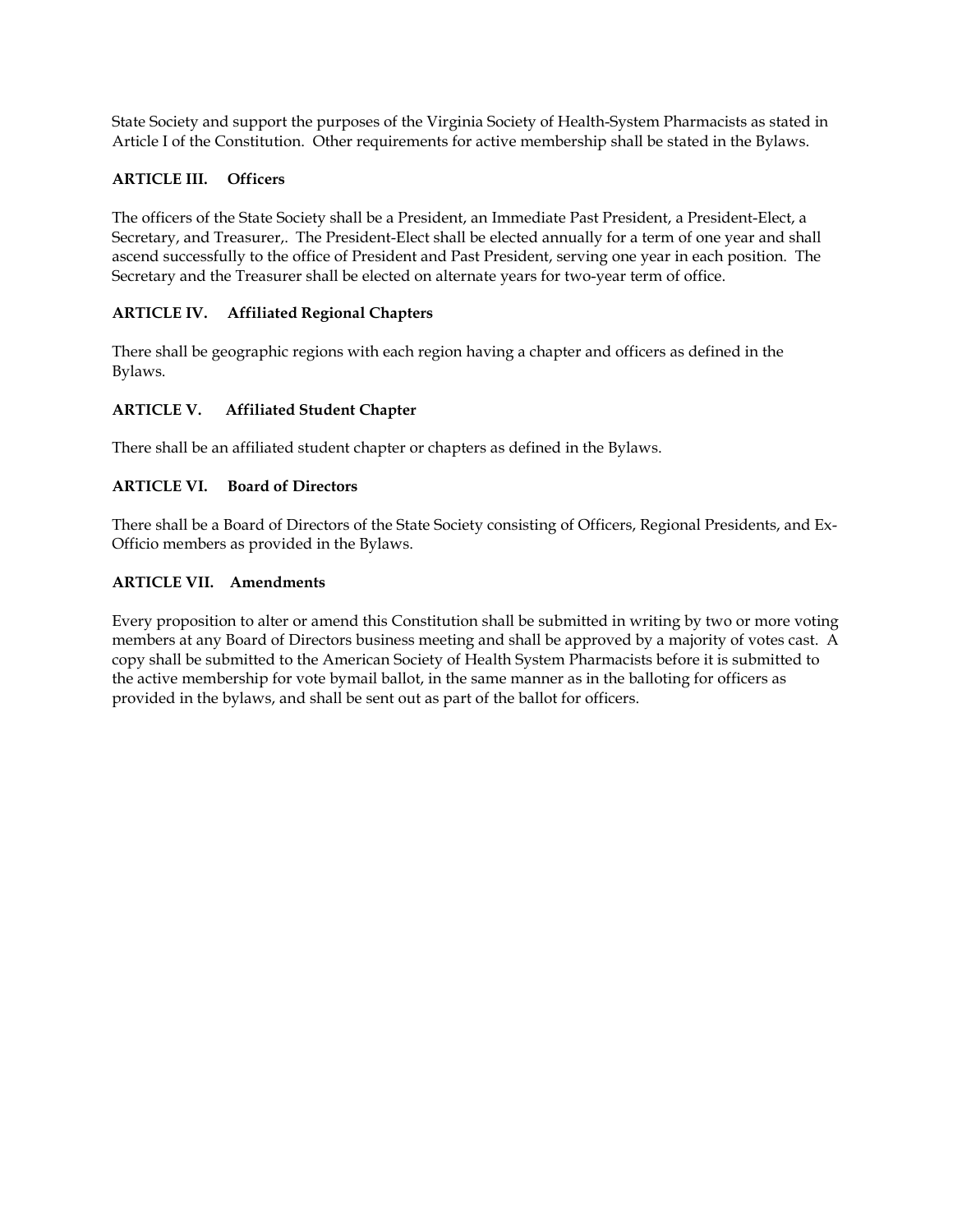State Society and support the purposes of the Virginia Society of Health-System Pharmacists as stated in Article I of the Constitution. Other requirements for active membership shall be stated in the Bylaws.

**ARTICLE III. Officers**

The officers of the State Society shall be a President, an Immediate Past President, a President-Elect, a Secretary, and Treasurer,. The President-Elect shall be elected annually for a term of one year and shall ascend successfully to the office of President and Past President, serving one year in each position. The Secretary and the Treasurer shall be elected on alternate years for two-year term of office.

**ARTICLE IV. Affiliated Regional Chapters**

There shall be geographic regions with each region having a chapter and officers as defined in the Bylaws.

**ARTICLE V. Affiliated Student Chapter**

There shall be an affiliated student chapter or chapters as defined in the Bylaws.

**ARTICLE VI. Board of Directors**

There shall be a Board of Directors of the State Society consisting of Officers, Regional Presidents, and Ex-Officio members as provided in the Bylaws.

**ARTICLE VII. Amendments**

Every proposition to alter or amend this Constitution shall be submitted in writing by two or more voting members at any Board of Directors business meeting and shall be approved by a majority of votes cast. A copy shall be submitted to the American Society of Health System Pharmacists before it is submitted to the active membership for vote bymail ballot, in the same manner as in the balloting for officers as provided in the bylaws, and shall be sent out as part of the ballot for officers.